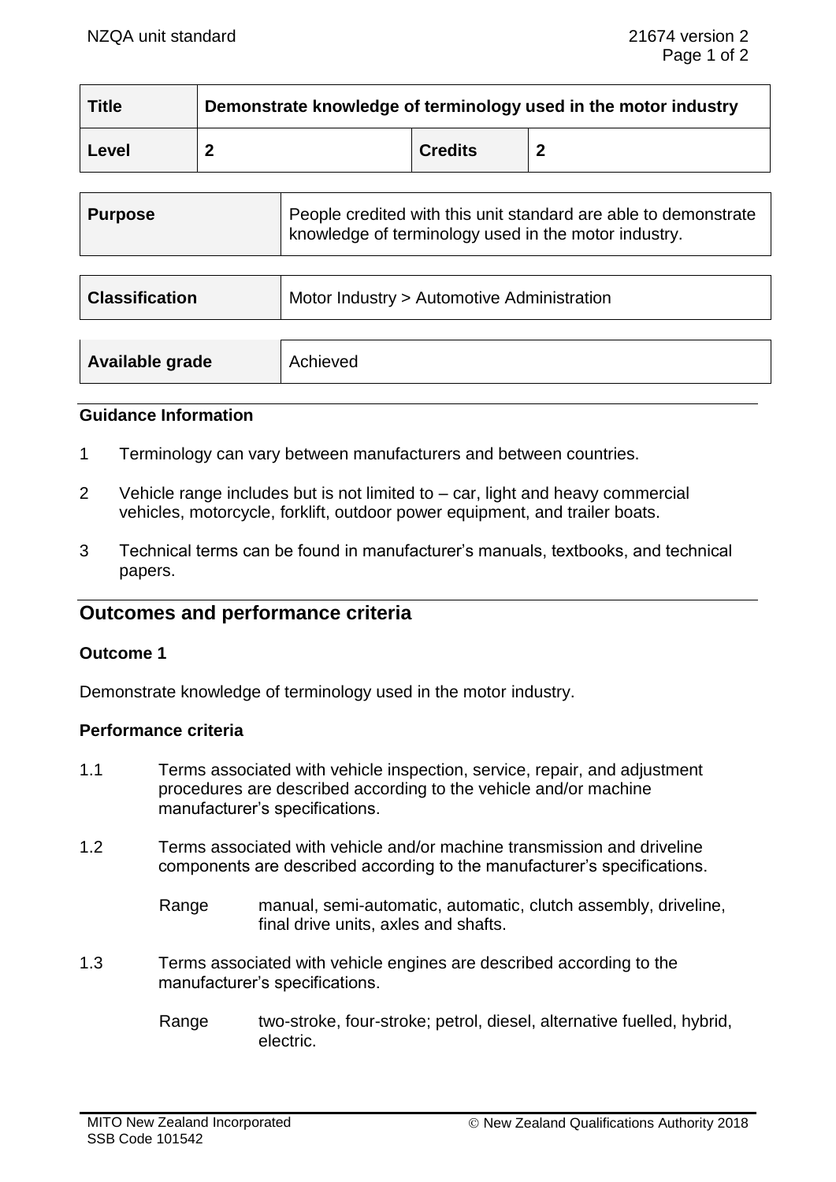| Title | Demonstrate knowledge of terminology used in the motor industry | | |
| --- | --- | --- | --- |
| Level | 2 | Credits | 2 |

| Purpose | People credited with this unit standard are able to demonstrate knowledge of terminology used in the motor industry. |
| --- | --- |

| Classification | Motor Industry > Automotive Administration |
| --- | --- |

| Available grade | Achieved |
| --- | --- |

### Guidance Information

1. Terminology can vary between manufacturers and between countries.
2. Vehicle range includes but is not limited to – car, light and heavy commercial vehicles, motorcycle, forklift, outdoor power equipment, and trailer boats.
3. Technical terms can be found in manufacturer's manuals, textbooks, and technical papers.

## Outcomes and performance criteria

### Outcome 1

Demonstrate knowledge of terminology used in the motor industry.

### Performance criteria

1.1 Terms associated with vehicle inspection, service, repair, and adjustment procedures are described according to the vehicle and/or machine manufacturer's specifications.

1.2 Terms associated with vehicle and/or machine transmission and driveline components are described according to the manufacturer's specifications.

Range manual, semi-automatic, automatic, clutch assembly, driveline, final drive units, axles and shafts.

1.3 Terms associated with vehicle engines are described according to the manufacturer's specifications.

Range two-stroke, four-stroke; petrol, diesel, alternative fuelled, hybrid, electric.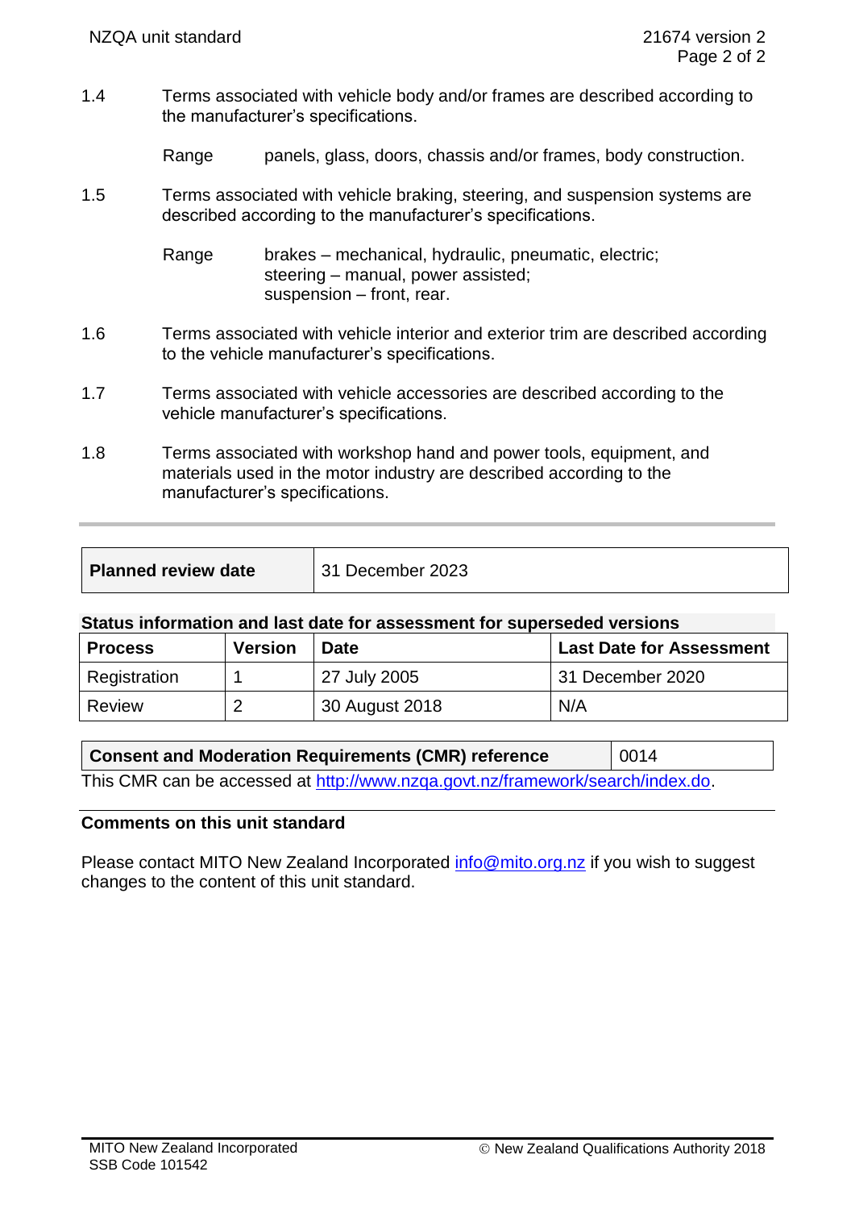1.4 Terms associated with vehicle body and/or frames are described according to the manufacturer's specifications.

Range panels, glass, doors, chassis and/or frames, body construction.

1.5 Terms associated with vehicle braking, steering, and suspension systems are described according to the manufacturer's specifications.

Range brakes – mechanical, hydraulic, pneumatic, electric;
steering – manual, power assisted;
suspension – front, rear.

1.6 Terms associated with vehicle interior and exterior trim are described according to the vehicle manufacturer's specifications.

1.7 Terms associated with vehicle accessories are described according to the vehicle manufacturer's specifications.

1.8 Terms associated with workshop hand and power tools, equipment, and materials used in the motor industry are described according to the manufacturer's specifications.

---

| **Planned review date** | 31 December 2023 |
|---|---|

**Status information and last date for assessment for superseded versions**

| **Process** | **Version** | **Date** | **Last Date for Assessment** |
|---|---|---|---|
| Registration | 1 | 27 July 2005 | 31 December 2020 |
| Review | 2 | 30 August 2018 | N/A |

| **Consent and Moderation Requirements (CMR) reference** | 0014 |
|---|---|

This CMR can be accessed at http://www.nzqa.govt.nz/framework/search/index.do.

**Comments on this unit standard**

Please contact MITO New Zealand Incorporated info@mito.org.nz if you wish to suggest changes to the content of this unit standard.

MITO New Zealand Incorporated
SSB Code 101542

© New Zealand Qualifications Authority 2018